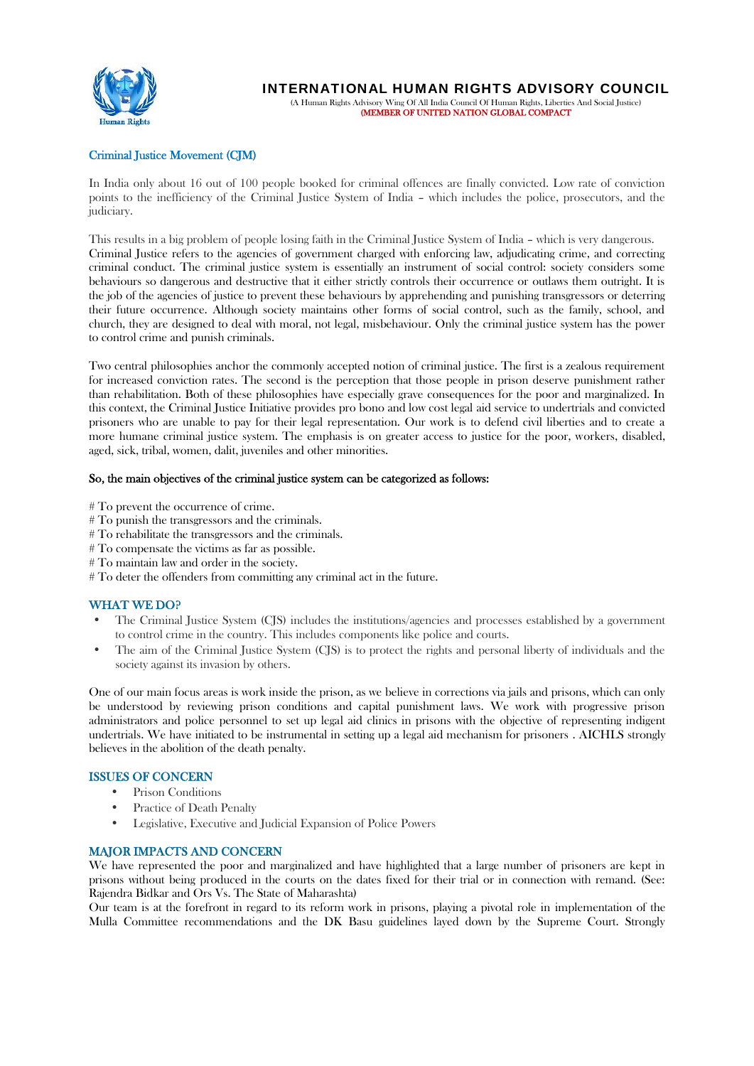# INTERNATIONAL HUMAN RIGHTS ADVISORY COUNCIL

(A Human Rights Advisory Wing Of All India Council Of Human Rights, Liberties And Social Justice)
(MEMBER OF UNITED NATION GLOBAL COMPACT

## Criminal Justice Movement (CJM)

In India only about 16 out of 100 people booked for criminal offences are finally convicted. Low rate of conviction points to the inefficiency of the Criminal Justice System of India – which includes the police, prosecutors, and the judiciary.

This results in a big problem of people losing faith in the Criminal Justice System of India – which is very dangerous. Criminal Justice refers to the agencies of government charged with enforcing law, adjudicating crime, and correcting criminal conduct. The criminal justice system is essentially an instrument of social control: society considers some behaviours so dangerous and destructive that it either strictly controls their occurrence or outlaws them outright. It is the job of the agencies of justice to prevent these behaviours by apprehending and punishing transgressors or deterring their future occurrence. Although society maintains other forms of social control, such as the family, school, and church, they are designed to deal with moral, not legal, misbehaviour. Only the criminal justice system has the power to control crime and punish criminals.

Two central philosophies anchor the commonly accepted notion of criminal justice. The first is a zealous requirement for increased conviction rates. The second is the perception that those people in prison deserve punishment rather than rehabilitation. Both of these philosophies have especially grave consequences for the poor and marginalized. In this context, the Criminal Justice Initiative provides pro bono and low cost legal aid service to undertrials and convicted prisoners who are unable to pay for their legal representation. Our work is to defend civil liberties and to create a more humane criminal justice system. The emphasis is on greater access to justice for the poor, workers, disabled, aged, sick, tribal, women, dalit, juveniles and other minorities.

**So, the main objectives of the criminal justice system can be categorized as follows:**

# To prevent the occurrence of crime.
# To punish the transgressors and the criminals.
# To rehabilitate the transgressors and the criminals.
# To compensate the victims as far as possible.
# To maintain law and order in the society.
# To deter the offenders from committing any criminal act in the future.

## WHAT WE DO?

- The Criminal Justice System (CJS) includes the institutions/agencies and processes established by a government to control crime in the country. This includes components like police and courts.
- The aim of the Criminal Justice System (CJS) is to protect the rights and personal liberty of individuals and the society against its invasion by others.

One of our main focus areas is work inside the prison, as we believe in corrections via jails and prisons, which can only be understood by reviewing prison conditions and capital punishment laws. We work with progressive prison administrators and police personnel to set up legal aid clinics in prisons with the objective of representing indigent undertrials. We have initiated to be instrumental in setting up a legal aid mechanism for prisoners . AICHLS strongly believes in the abolition of the death penalty.

## ISSUES OF CONCERN

- Prison Conditions
- Practice of Death Penalty
- Legislative, Executive and Judicial Expansion of Police Powers

## MAJOR IMPACTS AND CONCERN

We have represented the poor and marginalized and have highlighted that a large number of prisoners are kept in prisons without being produced in the courts on the dates fixed for their trial or in connection with remand. (See: Rajendra Bidkar and Ors Vs. The State of Maharashta)

Our team is at the forefront in regard to its reform work in prisons, playing a pivotal role in implementation of the Mulla Committee recommendations and the DK Basu guidelines layed down by the Supreme Court. Strongly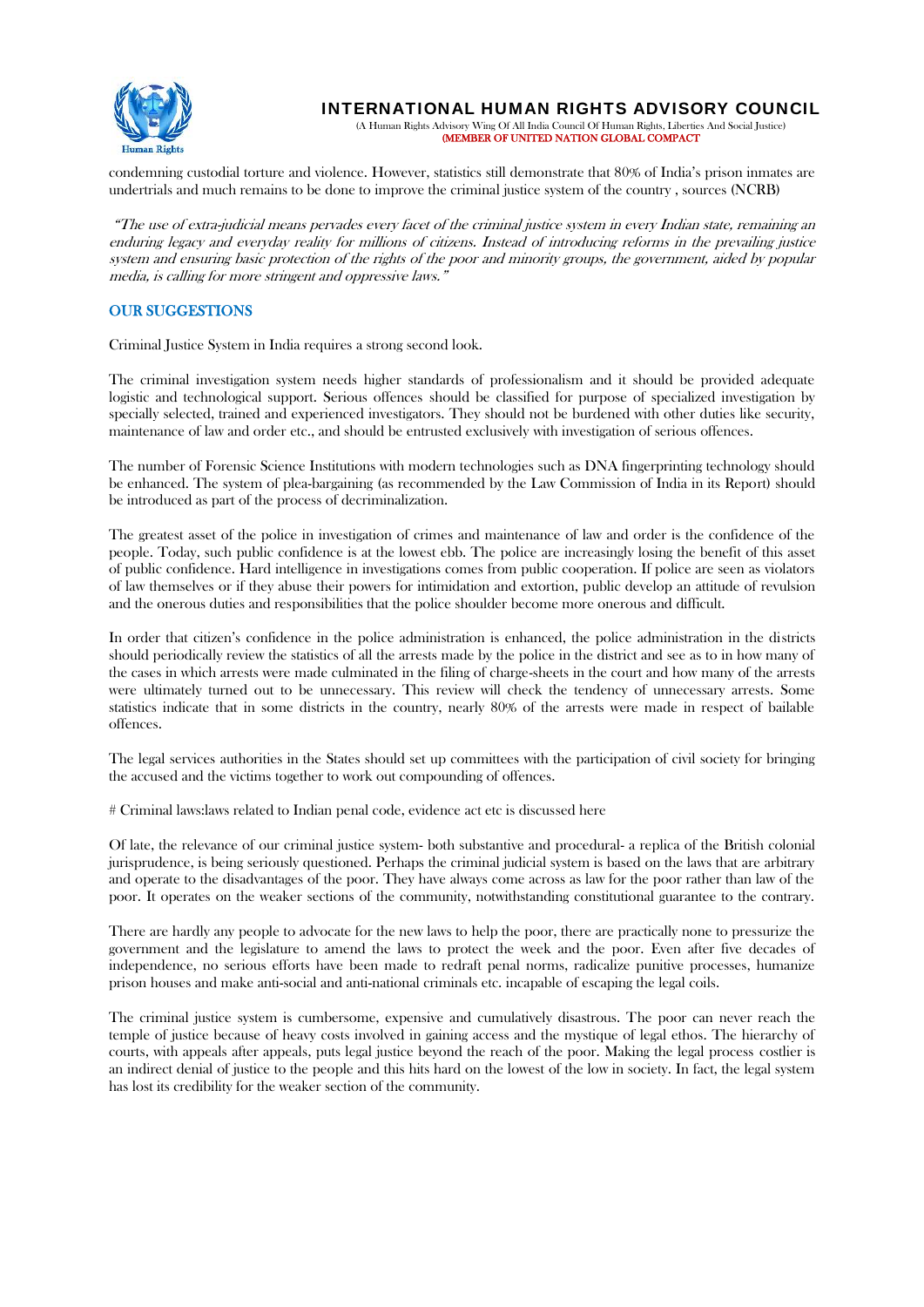condemning custodial torture and violence. However, statistics still demonstrate that 80% of India's prison inmates are undertrials and much remains to be done to improve the criminal justice system of the country , sources (NCRB)

*"The use of extra-judicial means pervades every facet of the criminal justice system in every Indian state, remaining an enduring legacy and everyday reality for millions of citizens. Instead of introducing reforms in the prevailing justice system and ensuring basic protection of the rights of the poor and minority groups, the government, aided by popular media, is calling for more stringent and oppressive laws."*

## OUR SUGGESTIONS

Criminal Justice System in India requires a strong second look.

The criminal investigation system needs higher standards of professionalism and it should be provided adequate logistic and technological support. Serious offences should be classified for purpose of specialized investigation by specially selected, trained and experienced investigators. They should not be burdened with other duties like security, maintenance of law and order etc., and should be entrusted exclusively with investigation of serious offences.

The number of Forensic Science Institutions with modern technologies such as DNA fingerprinting technology should be enhanced. The system of plea-bargaining (as recommended by the Law Commission of India in its Report) should be introduced as part of the process of decriminalization.

The greatest asset of the police in investigation of crimes and maintenance of law and order is the confidence of the people. Today, such public confidence is at the lowest ebb. The police are increasingly losing the benefit of this asset of public confidence. Hard intelligence in investigations comes from public cooperation. If police are seen as violators of law themselves or if they abuse their powers for intimidation and extortion, public develop an attitude of revulsion and the onerous duties and responsibilities that the police shoulder become more onerous and difficult.

In order that citizen's confidence in the police administration is enhanced, the police administration in the districts should periodically review the statistics of all the arrests made by the police in the district and see as to in how many of the cases in which arrests were made culminated in the filing of charge-sheets in the court and how many of the arrests were ultimately turned out to be unnecessary. This review will check the tendency of unnecessary arrests. Some statistics indicate that in some districts in the country, nearly 80% of the arrests were made in respect of bailable offences.

The legal services authorities in the States should set up committees with the participation of civil society for bringing the accused and the victims together to work out compounding of offences.

# Criminal laws:laws related to Indian penal code, evidence act etc is discussed here

Of late, the relevance of our criminal justice system- both substantive and procedural- a replica of the British colonial jurisprudence, is being seriously questioned. Perhaps the criminal judicial system is based on the laws that are arbitrary and operate to the disadvantages of the poor. They have always come across as law for the poor rather than law of the poor. It operates on the weaker sections of the community, notwithstanding constitutional guarantee to the contrary.

There are hardly any people to advocate for the new laws to help the poor, there are practically none to pressurize the government and the legislature to amend the laws to protect the week and the poor. Even after five decades of independence, no serious efforts have been made to redraft penal norms, radicalize punitive processes, humanize prison houses and make anti-social and anti-national criminals etc. incapable of escaping the legal coils.

The criminal justice system is cumbersome, expensive and cumulatively disastrous. The poor can never reach the temple of justice because of heavy costs involved in gaining access and the mystique of legal ethos. The hierarchy of courts, with appeals after appeals, puts legal justice beyond the reach of the poor. Making the legal process costlier is an indirect denial of justice to the people and this hits hard on the lowest of the low in society. In fact, the legal system has lost its credibility for the weaker section of the community.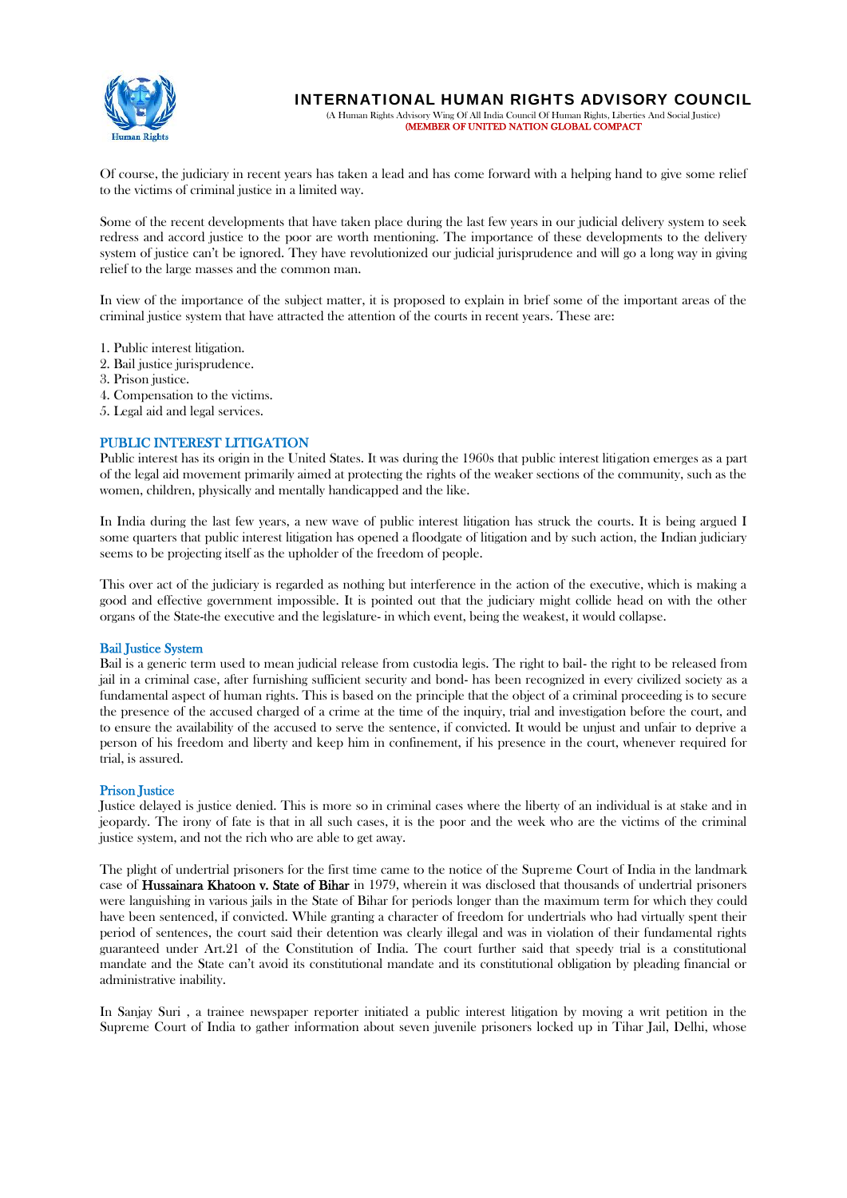Of course, the judiciary in recent years has taken a lead and has come forward with a helping hand to give some relief to the victims of criminal justice in a limited way.

Some of the recent developments that have taken place during the last few years in our judicial delivery system to seek redress and accord justice to the poor are worth mentioning. The importance of these developments to the delivery system of justice can't be ignored. They have revolutionized our judicial jurisprudence and will go a long way in giving relief to the large masses and the common man.

In view of the importance of the subject matter, it is proposed to explain in brief some of the important areas of the criminal justice system that have attracted the attention of the courts in recent years. These are:

1. Public interest litigation.
2. Bail justice jurisprudence.
3. Prison justice.
4. Compensation to the victims.
5. Legal aid and legal services.

## PUBLIC INTEREST LITIGATION

Public interest has its origin in the United States. It was during the 1960s that public interest litigation emerges as a part of the legal aid movement primarily aimed at protecting the rights of the weaker sections of the community, such as the women, children, physically and mentally handicapped and the like.

In India during the last few years, a new wave of public interest litigation has struck the courts. It is being argued I some quarters that public interest litigation has opened a floodgate of litigation and by such action, the Indian judiciary seems to be projecting itself as the upholder of the freedom of people.

This over act of the judiciary is regarded as nothing but interference in the action of the executive, which is making a good and effective government impossible. It is pointed out that the judiciary might collide head on with the other organs of the State-the executive and the legislature- in which event, being the weakest, it would collapse.

### Bail Justice System

Bail is a generic term used to mean judicial release from custodia legis. The right to bail- the right to be released from jail in a criminal case, after furnishing sufficient security and bond- has been recognized in every civilized society as a fundamental aspect of human rights. This is based on the principle that the object of a criminal proceeding is to secure the presence of the accused charged of a crime at the time of the inquiry, trial and investigation before the court, and to ensure the availability of the accused to serve the sentence, if convicted. It would be unjust and unfair to deprive a person of his freedom and liberty and keep him in confinement, if his presence in the court, whenever required for trial, is assured.

### Prison Justice

Justice delayed is justice denied. This is more so in criminal cases where the liberty of an individual is at stake and in jeopardy. The irony of fate is that in all such cases, it is the poor and the week who are the victims of the criminal justice system, and not the rich who are able to get away.

The plight of undertrial prisoners for the first time came to the notice of the Supreme Court of India in the landmark case of **Hussainara Khatoon v. State of Bihar** in 1979, wherein it was disclosed that thousands of undertrial prisoners were languishing in various jails in the State of Bihar for periods longer than the maximum term for which they could have been sentenced, if convicted. While granting a character of freedom for undertrials who had virtually spent their period of sentences, the court said their detention was clearly illegal and was in violation of their fundamental rights guaranteed under Art.21 of the Constitution of India. The court further said that speedy trial is a constitutional mandate and the State can't avoid its constitutional mandate and its constitutional obligation by pleading financial or administrative inability.

In Sanjay Suri , a trainee newspaper reporter initiated a public interest litigation by moving a writ petition in the Supreme Court of India to gather information about seven juvenile prisoners locked up in Tihar Jail, Delhi, whose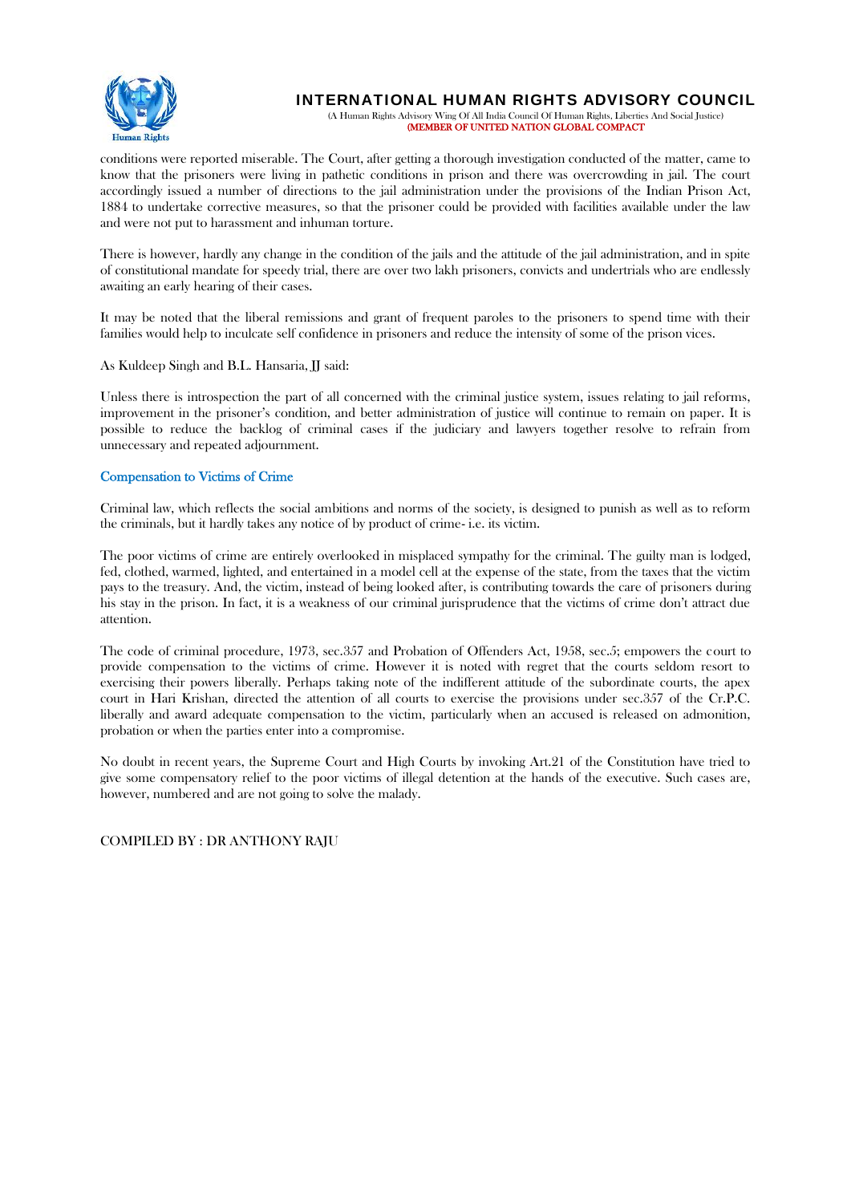conditions were reported miserable. The Court, after getting a thorough investigation conducted of the matter, came to know that the prisoners were living in pathetic conditions in prison and there was overcrowding in jail. The court accordingly issued a number of directions to the jail administration under the provisions of the Indian Prison Act, 1884 to undertake corrective measures, so that the prisoner could be provided with facilities available under the law and were not put to harassment and inhuman torture.

There is however, hardly any change in the condition of the jails and the attitude of the jail administration, and in spite of constitutional mandate for speedy trial, there are over two lakh prisoners, convicts and undertrials who are endlessly awaiting an early hearing of their cases.

It may be noted that the liberal remissions and grant of frequent paroles to the prisoners to spend time with their families would help to inculcate self confidence in prisoners and reduce the intensity of some of the prison vices.

As Kuldeep Singh and B.L. Hansaria, JJ said:

Unless there is introspection the part of all concerned with the criminal justice system, issues relating to jail reforms, improvement in the prisoner's condition, and better administration of justice will continue to remain on paper. It is possible to reduce the backlog of criminal cases if the judiciary and lawyers together resolve to refrain from unnecessary and repeated adjournment.

## Compensation to Victims of Crime

Criminal law, which reflects the social ambitions and norms of the society, is designed to punish as well as to reform the criminals, but it hardly takes any notice of by product of crime- i.e. its victim.

The poor victims of crime are entirely overlooked in misplaced sympathy for the criminal. The guilty man is lodged, fed, clothed, warmed, lighted, and entertained in a model cell at the expense of the state, from the taxes that the victim pays to the treasury. And, the victim, instead of being looked after, is contributing towards the care of prisoners during his stay in the prison. In fact, it is a weakness of our criminal jurisprudence that the victims of crime don't attract due attention.

The code of criminal procedure, 1973, sec.357 and Probation of Offenders Act, 1958, sec.5; empowers the court to provide compensation to the victims of crime. However it is noted with regret that the courts seldom resort to exercising their powers liberally. Perhaps taking note of the indifferent attitude of the subordinate courts, the apex court in Hari Krishan, directed the attention of all courts to exercise the provisions under sec.357 of the Cr.P.C. liberally and award adequate compensation to the victim, particularly when an accused is released on admonition, probation or when the parties enter into a compromise.

No doubt in recent years, the Supreme Court and High Courts by invoking Art.21 of the Constitution have tried to give some compensatory relief to the poor victims of illegal detention at the hands of the executive. Such cases are, however, numbered and are not going to solve the malady.

COMPILED BY : DR ANTHONY RAJU